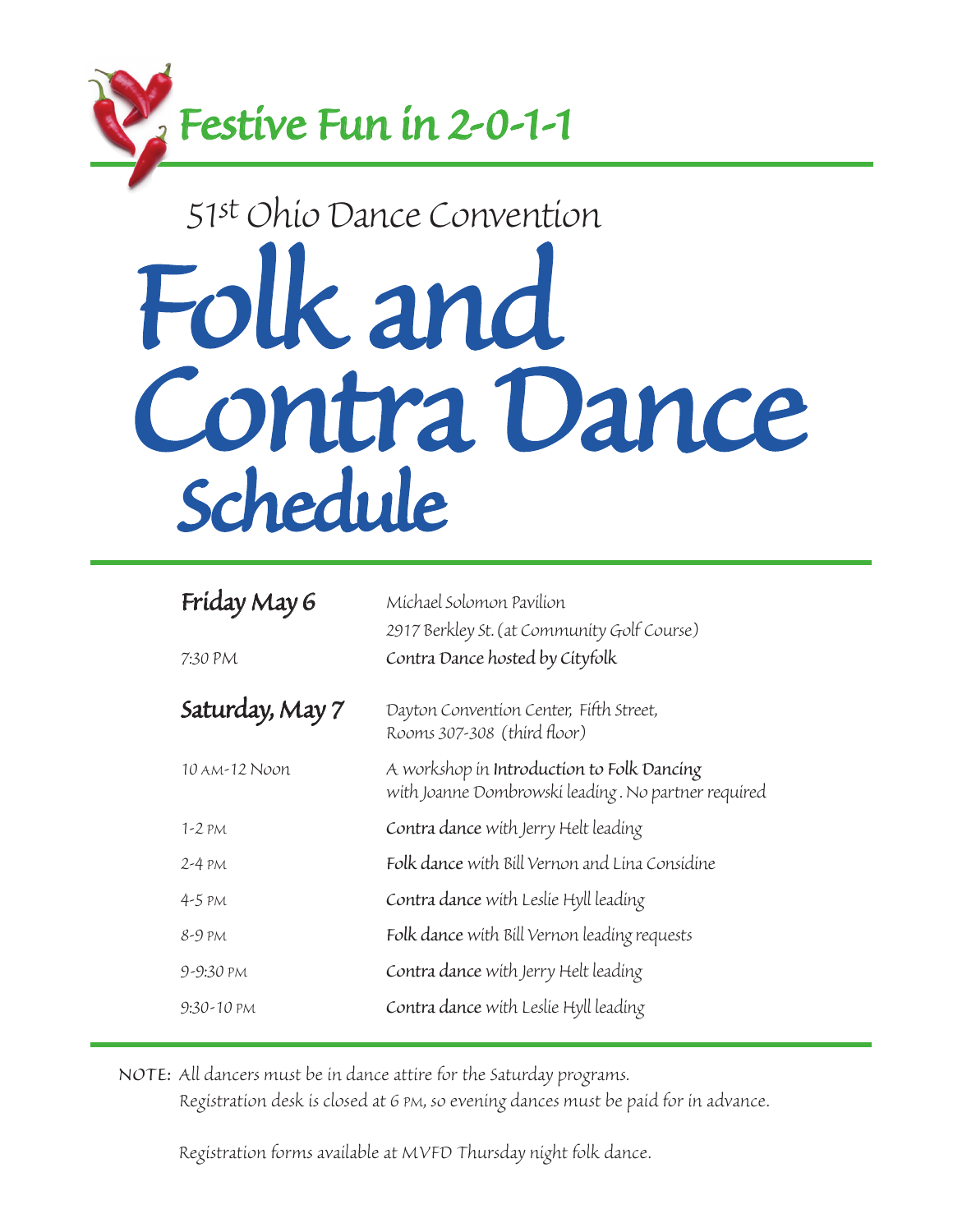## Festive Fun in 2-0-1-1

51st Ohio Dance Convention

# Folk and Contra Dance Schedule

| | |
|---|---|
| **Friday May 6** | Michael Solomon Pavilion<br>2917 Berkley St. (at Community Golf Course) |
| 7:30 PM | **Contra Dance hosted by Cityfolk** |
| **Saturday, May 7** | Dayton Convention Center, Fifth Street,<br>Rooms 307-308 (third floor) |
| 10 AM-12 Noon | A workshop in **Introduction to Folk Dancing** with Joanne Dombrowski leading. No partner required |
| 1-2 PM | **Contra dance** with Jerry Helt leading |
| 2-4 PM | **Folk dance** with Bill Vernon and Lina Considine |
| 4-5 PM | **Contra dance** with Leslie Hyll leading |
| 8-9 PM | **Folk dance** with Bill Vernon leading requests |
| 9-9:30 PM | **Contra dance** with Jerry Helt leading |
| 9:30-10 PM | **Contra dance** with Leslie Hyll leading |

NOTE: All dancers must be in dance attire for the Saturday programs.
Registration desk is closed at 6 PM, so evening dances must be paid for in advance.

Registration forms available at MVFD Thursday night folk dance.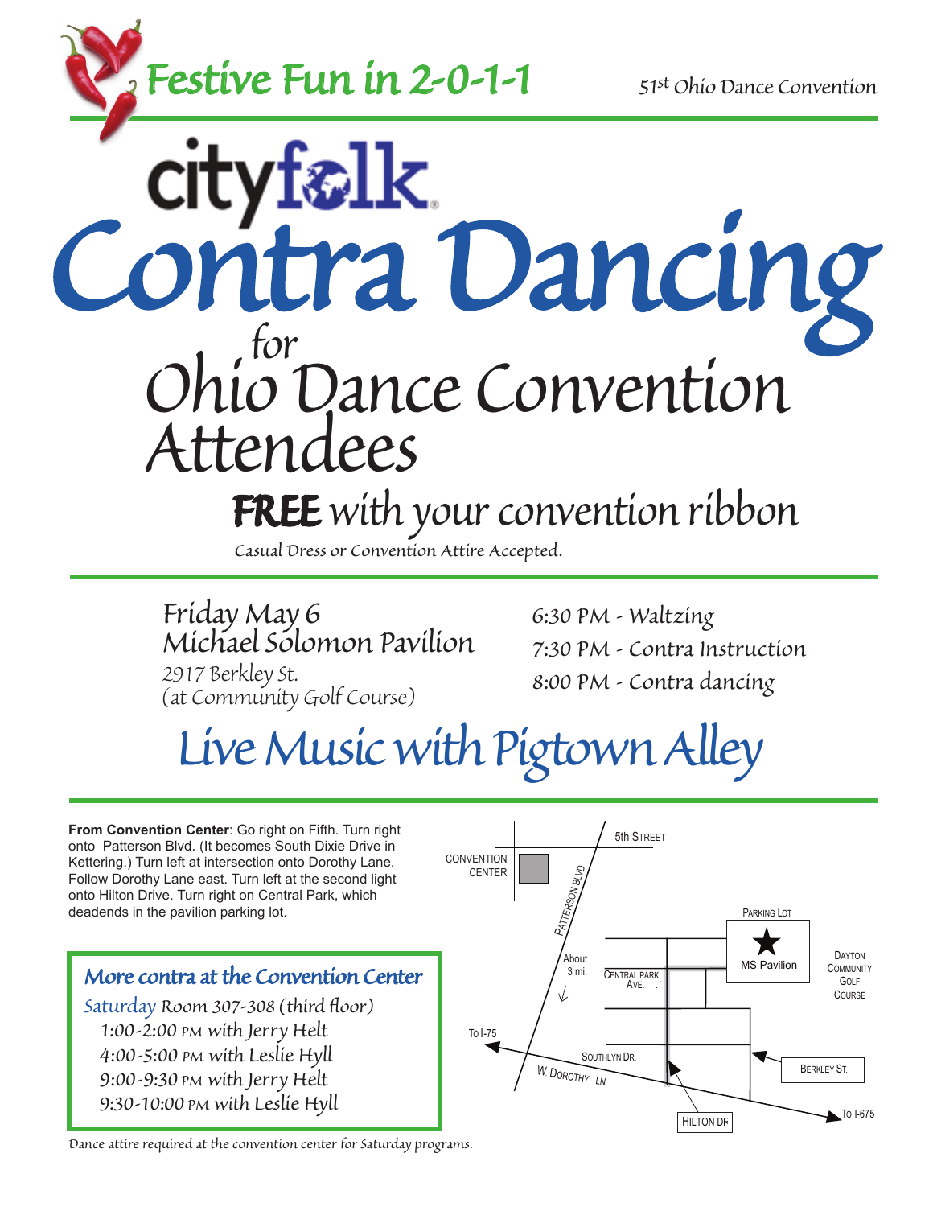Festive Fun in 2-0-1-1

51st Ohio Dance Convention

cityfolk

# Contra Dancing

## for Ohio Dance Convention Attendees

**FREE** with your convention ribbon

Casual Dress or Convention Attire Accepted.

Friday May 6
Michael Solomon Pavilion
2917 Berkley St.
(at Community Golf Course)

6:30 PM - Waltzing
7:30 PM - Contra Instruction
8:00 PM - Contra dancing

## Live Music with Pigtown Alley

**From Convention Center**: Go right on Fifth. Turn right onto Patterson Blvd. (It becomes South Dixie Drive in Kettering.) Turn left at intersection onto Dorothy Lane. Follow Dorothy Lane east. Turn left at the second light onto Hilton Drive. Turn right on Central Park, which deadends in the pavilion parking lot.

### More contra at the Convention Center

Saturday Room 307-308 (third floor)

- 1:00-2:00 PM with Jerry Helt
- 4:00-5:00 PM with Leslie Hyll
- 9:00-9:30 PM with Jerry Helt
- 9:30-10:00 PM with Leslie Hyll

Dance attire required at the convention center for Saturday programs.

5th Street · Convention Center · Patterson Blvd · About 3 mi. · Central Park Ave. · Parking Lot · MS Pavilion · Dayton Community Golf Course · To I-75 · Southlyn Dr. · W. Dorothy Ln · Berkley St. · Hilton Dr · To I-675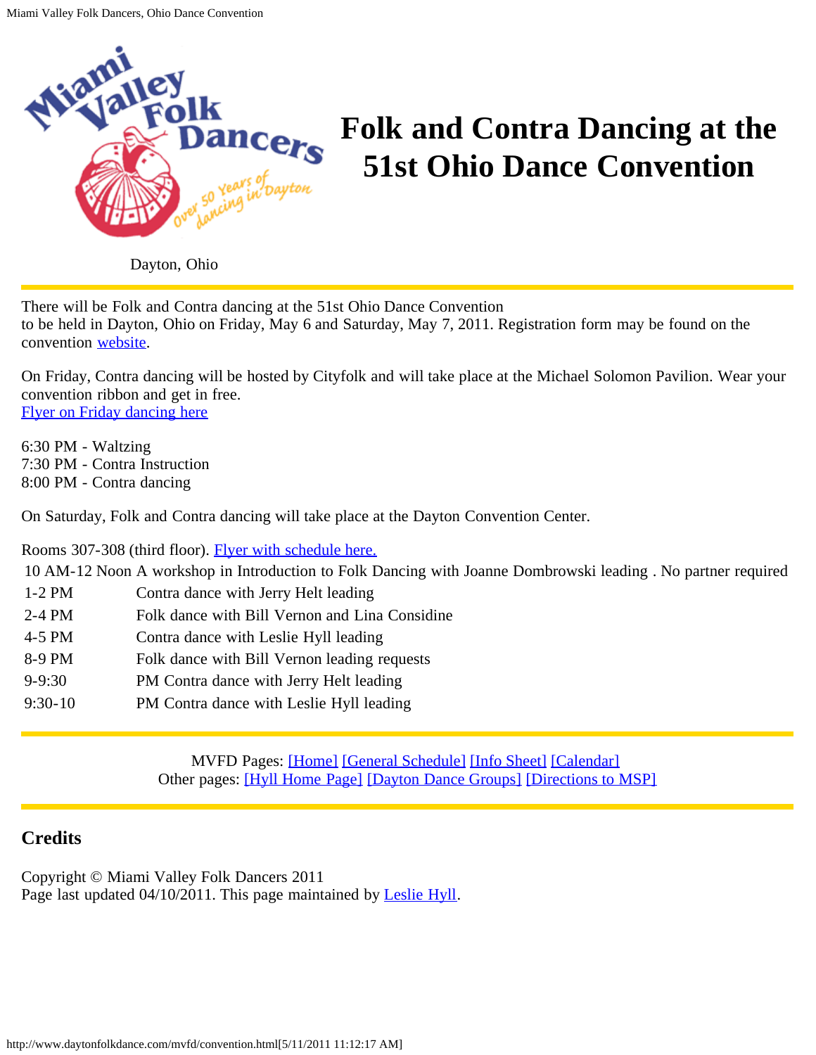Dayton, Ohio

# Folk and Contra Dancing at the 51st Ohio Dance Convention

There will be Folk and Contra dancing at the 51st Ohio Dance Convention to be held in Dayton, Ohio on Friday, May 6 and Saturday, May 7, 2011. Registration form may be found on the convention website.

On Friday, Contra dancing will be hosted by Cityfolk and will take place at the Michael Solomon Pavilion. Wear your convention ribbon and get in free.
Flyer on Friday dancing here

6:30 PM - Waltzing
7:30 PM - Contra Instruction
8:00 PM - Contra dancing

On Saturday, Folk and Contra dancing will take place at the Dayton Convention Center.

Rooms 307-308 (third floor). Flyer with schedule here.

| | |
|---|---|
| 10 AM-12 Noon | A workshop in Introduction to Folk Dancing with Joanne Dombrowski leading . No partner required |
| 1-2 PM | Contra dance with Jerry Helt leading |
| 2-4 PM | Folk dance with Bill Vernon and Lina Considine |
| 4-5 PM | Contra dance with Leslie Hyll leading |
| 8-9 PM | Folk dance with Bill Vernon leading requests |
| 9-9:30 | PM Contra dance with Jerry Helt leading |
| 9:30-10 | PM Contra dance with Leslie Hyll leading |

MVFD Pages: [Home] [General Schedule] [Info Sheet] [Calendar]
Other pages: [Hyll Home Page] [Dayton Dance Groups] [Directions to MSP]

## Credits

Copyright © Miami Valley Folk Dancers 2011
Page last updated 04/10/2011. This page maintained by Leslie Hyll.